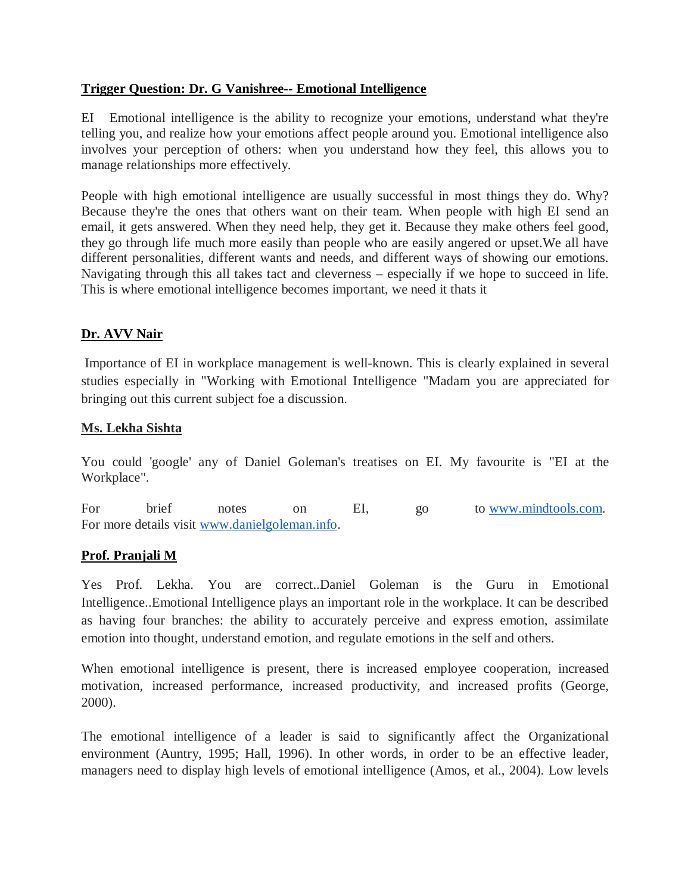**Trigger Question: Dr. G Vanishree-- Emotional Intelligence**

EI Emotional intelligence is the ability to recognize your emotions, understand what they're telling you, and realize how your emotions affect people around you. Emotional intelligence also involves your perception of others: when you understand how they feel, this allows you to manage relationships more effectively.

People with high emotional intelligence are usually successful in most things they do. Why? Because they're the ones that others want on their team. When people with high EI send an email, it gets answered. When they need help, they get it. Because they make others feel good, they go through life much more easily than people who are easily angered or upset.We all have different personalities, different wants and needs, and different ways of showing our emotions. Navigating through this all takes tact and cleverness – especially if we hope to succeed in life. This is where emotional intelligence becomes important, we need it thats it

**Dr. AVV Nair**

Importance of EI in workplace management is well-known. This is clearly explained in several studies especially in "Working with Emotional Intelligence "Madam you are appreciated for bringing out this current subject foe a discussion.

**Ms. Lekha Sishta**

You could 'google' any of Daniel Goleman's treatises on EI. My favourite is "EI at the Workplace".

For brief notes on EI, go to [www.mindtools.com](www.mindtools.com). For more details visit [www.danielgoleman.info](www.danielgoleman.info).

**Prof. Pranjali M**

Yes Prof. Lekha. You are correct..Daniel Goleman is the Guru in Emotional Intelligence..Emotional Intelligence plays an important role in the workplace. It can be described as having four branches: the ability to accurately perceive and express emotion, assimilate emotion into thought, understand emotion, and regulate emotions in the self and others.

When emotional intelligence is present, there is increased employee cooperation, increased motivation, increased performance, increased productivity, and increased profits (George, 2000).

The emotional intelligence of a leader is said to significantly affect the Organizational environment (Auntry, 1995; Hall, 1996). In other words, in order to be an effective leader, managers need to display high levels of emotional intelligence (Amos, et al., 2004). Low levels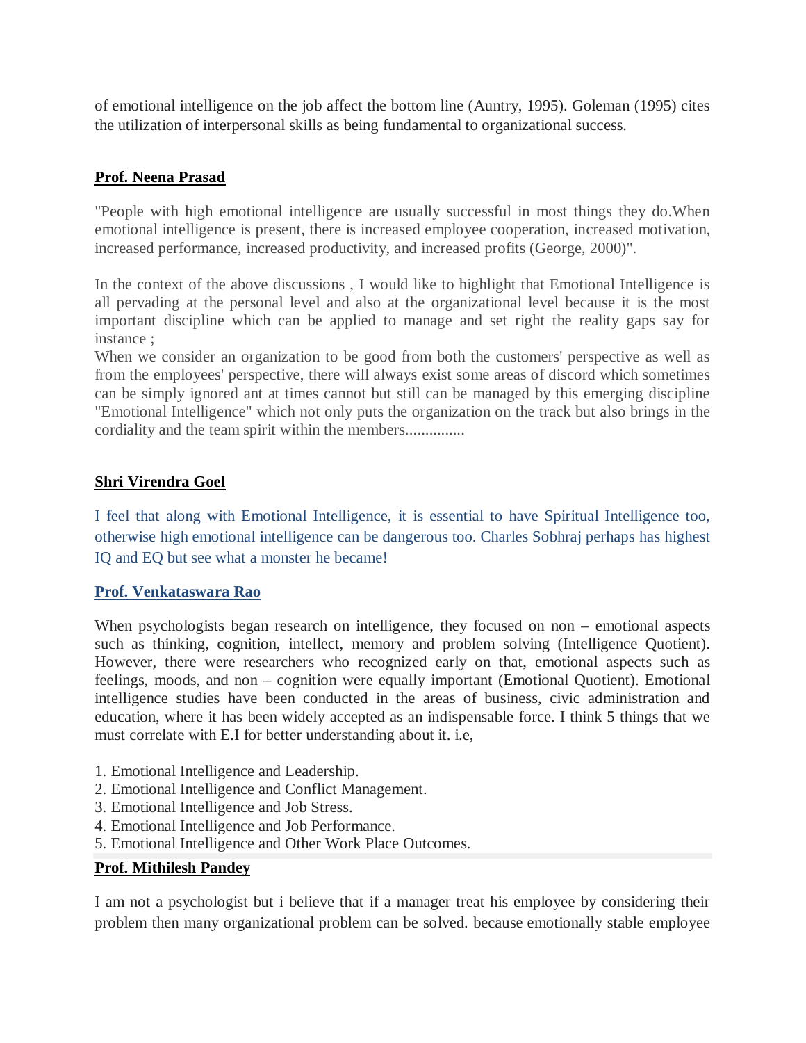of emotional intelligence on the job affect the bottom line (Auntry, 1995). Goleman (1995) cites the utilization of interpersonal skills as being fundamental to organizational success.

**Prof. Neena Prasad**

"People with high emotional intelligence are usually successful in most things they do.When emotional intelligence is present, there is increased employee cooperation, increased motivation, increased performance, increased productivity, and increased profits (George, 2000)".

In the context of the above discussions , I would like to highlight that Emotional Intelligence is all pervading at the personal level and also at the organizational level because it is the most important discipline which can be applied to manage and set right the reality gaps say for instance ;
When we consider an organization to be good from both the customers' perspective as well as from the employees' perspective, there will always exist some areas of discord which sometimes can be simply ignored ant at times cannot but still can be managed by this emerging discipline "Emotional Intelligence" which not only puts the organization on the track but also brings in the cordiality and the team spirit within the members...............

**Shri Virendra Goel**

I feel that along with Emotional Intelligence, it is essential to have Spiritual Intelligence too, otherwise high emotional intelligence can be dangerous too. Charles Sobhraj perhaps has highest IQ and EQ but see what a monster he became!

**Prof. Venkataswara Rao**

When psychologists began research on intelligence, they focused on non – emotional aspects such as thinking, cognition, intellect, memory and problem solving (Intelligence Quotient). However, there were researchers who recognized early on that, emotional aspects such as feelings, moods, and non – cognition were equally important (Emotional Quotient). Emotional intelligence studies have been conducted in the areas of business, civic administration and education, where it has been widely accepted as an indispensable force. I think 5 things that we must correlate with E.I for better understanding about it. i.e,

1. Emotional Intelligence and Leadership.
2. Emotional Intelligence and Conflict Management.
3. Emotional Intelligence and Job Stress.
4. Emotional Intelligence and Job Performance.
5. Emotional Intelligence and Other Work Place Outcomes.

**Prof. Mithilesh Pandey**

I am not a psychologist but i believe that if a manager treat his employee by considering their problem then many organizational problem can be solved. because emotionally stable employee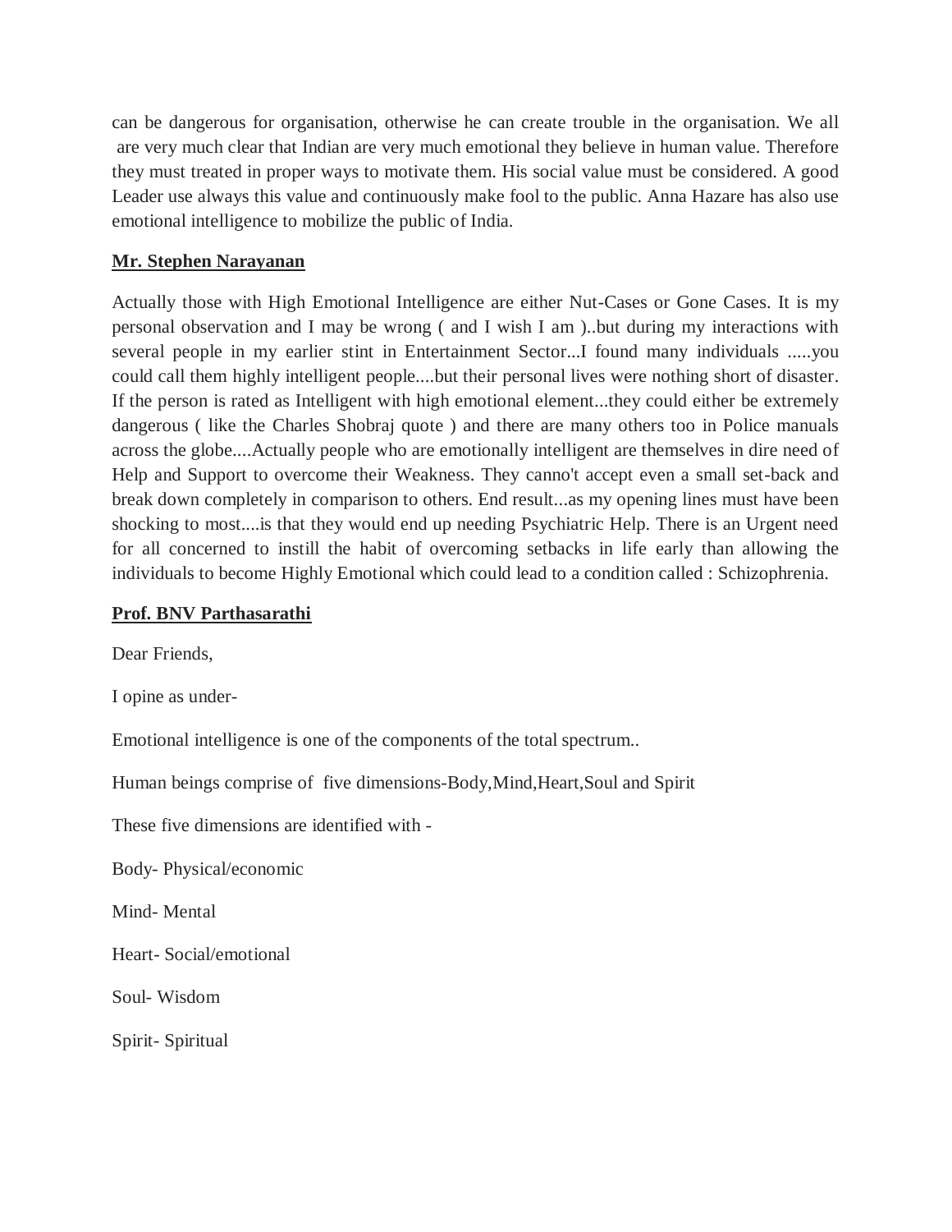can be dangerous for organisation, otherwise he can create trouble in the organisation. We all are very much clear that Indian are very much emotional they believe in human value. Therefore they must treated in proper ways to motivate them. His social value must be considered. A good Leader use always this value and continuously make fool to the public. Anna Hazare has also use emotional intelligence to mobilize the public of India.

**Mr. Stephen Narayanan**

Actually those with High Emotional Intelligence are either Nut-Cases or Gone Cases. It is my personal observation and I may be wrong ( and I wish I am )..but during my interactions with several people in my earlier stint in Entertainment Sector...I found many individuals .....you could call them highly intelligent people....but their personal lives were nothing short of disaster. If the person is rated as Intelligent with high emotional element...they could either be extremely dangerous ( like the Charles Shobraj quote ) and there are many others too in Police manuals across the globe....Actually people who are emotionally intelligent are themselves in dire need of Help and Support to overcome their Weakness. They canno't accept even a small set-back and break down completely in comparison to others. End result...as my opening lines must have been shocking to most....is that they would end up needing Psychiatric Help. There is an Urgent need for all concerned to instill the habit of overcoming setbacks in life early than allowing the individuals to become Highly Emotional which could lead to a condition called : Schizophrenia.

**Prof. BNV Parthasarathi**

Dear Friends,

I opine as under-

Emotional intelligence is one of the components of the total spectrum..

Human beings comprise of five dimensions-Body,Mind,Heart,Soul and Spirit

These five dimensions are identified with -

Body- Physical/economic

Mind- Mental

Heart- Social/emotional

Soul- Wisdom

Spirit- Spiritual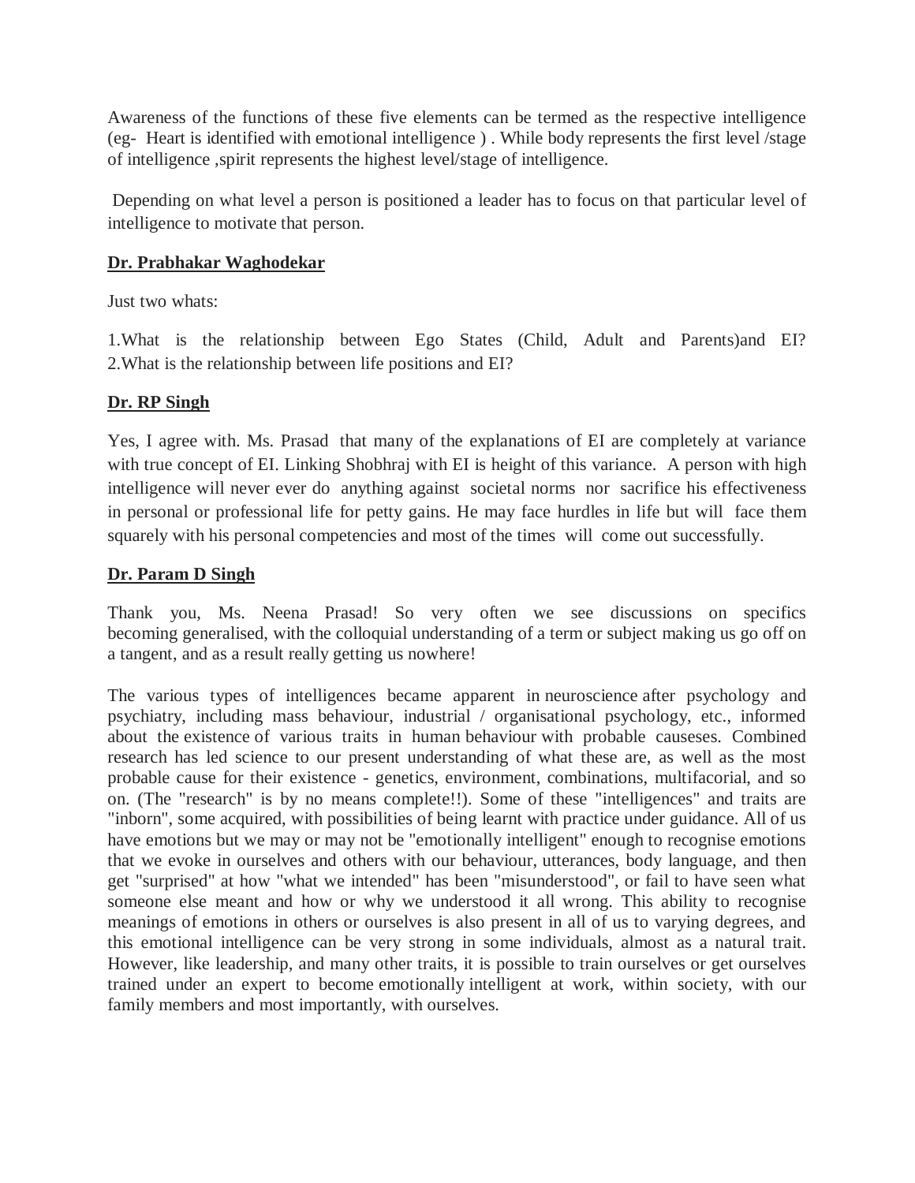Awareness of the functions of these five elements can be termed as the respective intelligence (eg- Heart is identified with emotional intelligence ) . While body represents the first level /stage of intelligence ,spirit represents the highest level/stage of intelligence.

Depending on what level a person is positioned a leader has to focus on that particular level of intelligence to motivate that person.

**Dr. Prabhakar Waghodekar**

Just two whats:

1.What is the relationship between Ego States (Child, Adult and Parents)and EI?
2.What is the relationship between life positions and EI?

**Dr. RP Singh**

Yes, I agree with. Ms. Prasad that many of the explanations of EI are completely at variance with true concept of EI. Linking Shobhraj with EI is height of this variance. A person with high intelligence will never ever do anything against societal norms nor sacrifice his effectiveness in personal or professional life for petty gains. He may face hurdles in life but will face them squarely with his personal competencies and most of the times will come out successfully.

**Dr. Param D Singh**

Thank you, Ms. Neena Prasad! So very often we see discussions on specifics becoming generalised, with the colloquial understanding of a term or subject making us go off on a tangent, and as a result really getting us nowhere!

The various types of intelligences became apparent in neuroscience after psychology and psychiatry, including mass behaviour, industrial / organisational psychology, etc., informed about the existence of various traits in human behaviour with probable causeses. Combined research has led science to our present understanding of what these are, as well as the most probable cause for their existence - genetics, environment, combinations, multifacorial, and so on. (The "research" is by no means complete!!). Some of these "intelligences" and traits are "inborn", some acquired, with possibilities of being learnt with practice under guidance. All of us have emotions but we may or may not be "emotionally intelligent" enough to recognise emotions that we evoke in ourselves and others with our behaviour, utterances, body language, and then get "surprised" at how "what we intended" has been "misunderstood", or fail to have seen what someone else meant and how or why we understood it all wrong. This ability to recognise meanings of emotions in others or ourselves is also present in all of us to varying degrees, and this emotional intelligence can be very strong in some individuals, almost as a natural trait. However, like leadership, and many other traits, it is possible to train ourselves or get ourselves trained under an expert to become emotionally intelligent at work, within society, with our family members and most importantly, with ourselves.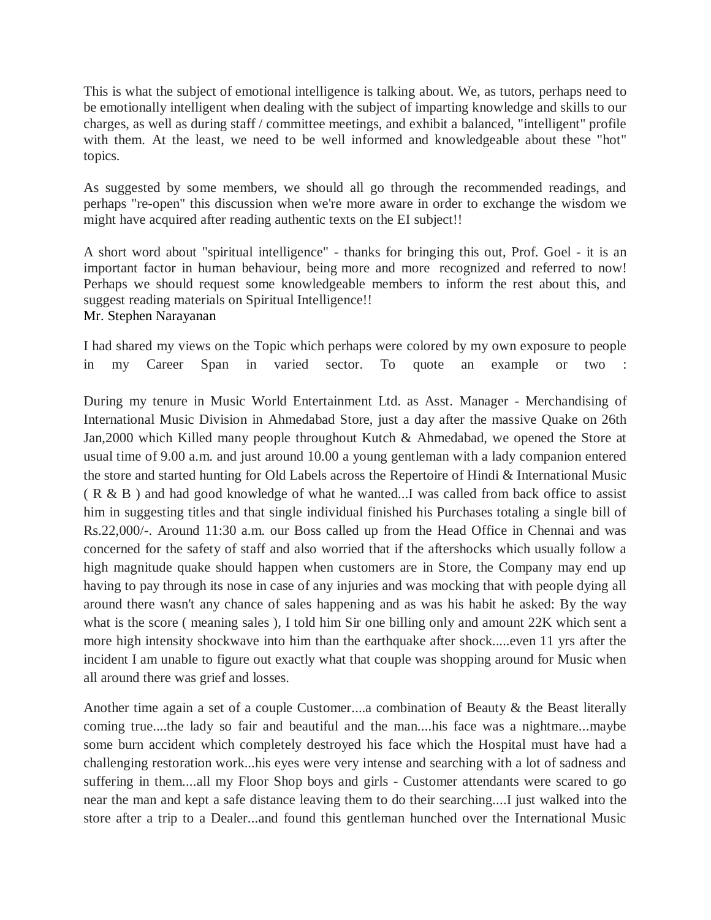This is what the subject of emotional intelligence is talking about. We, as tutors, perhaps need to be emotionally intelligent when dealing with the subject of imparting knowledge and skills to our charges, as well as during staff / committee meetings, and exhibit a balanced, "intelligent" profile with them. At the least, we need to be well informed and knowledgeable about these "hot" topics.

As suggested by some members, we should all go through the recommended readings, and perhaps "re-open" this discussion when we're more aware in order to exchange the wisdom we might have acquired after reading authentic texts on the EI subject!!

A short word about "spiritual intelligence" - thanks for bringing this out, Prof. Goel - it is an important factor in human behaviour, being more and more recognized and referred to now! Perhaps we should request some knowledgeable members to inform the rest about this, and suggest reading materials on Spiritual Intelligence!!
Mr. Stephen Narayanan

I had shared my views on the Topic which perhaps were colored by my own exposure to people in my Career Span in varied sector. To quote an example or two :

During my tenure in Music World Entertainment Ltd. as Asst. Manager - Merchandising of International Music Division in Ahmedabad Store, just a day after the massive Quake on 26th Jan,2000 which Killed many people throughout Kutch & Ahmedabad, we opened the Store at usual time of 9.00 a.m. and just around 10.00 a young gentleman with a lady companion entered the store and started hunting for Old Labels across the Repertoire of Hindi & International Music ( R & B ) and had good knowledge of what he wanted...I was called from back office to assist him in suggesting titles and that single individual finished his Purchases totaling a single bill of Rs.22,000/-. Around 11:30 a.m. our Boss called up from the Head Office in Chennai and was concerned for the safety of staff and also worried that if the aftershocks which usually follow a high magnitude quake should happen when customers are in Store, the Company may end up having to pay through its nose in case of any injuries and was mocking that with people dying all around there wasn't any chance of sales happening and as was his habit he asked: By the way what is the score ( meaning sales ), I told him Sir one billing only and amount 22K which sent a more high intensity shockwave into him than the earthquake after shock.....even 11 yrs after the incident I am unable to figure out exactly what that couple was shopping around for Music when all around there was grief and losses.

Another time again a set of a couple Customer....a combination of Beauty & the Beast literally coming true....the lady so fair and beautiful and the man....his face was a nightmare...maybe some burn accident which completely destroyed his face which the Hospital must have had a challenging restoration work...his eyes were very intense and searching with a lot of sadness and suffering in them....all my Floor Shop boys and girls - Customer attendants were scared to go near the man and kept a safe distance leaving them to do their searching....I just walked into the store after a trip to a Dealer...and found this gentleman hunched over the International Music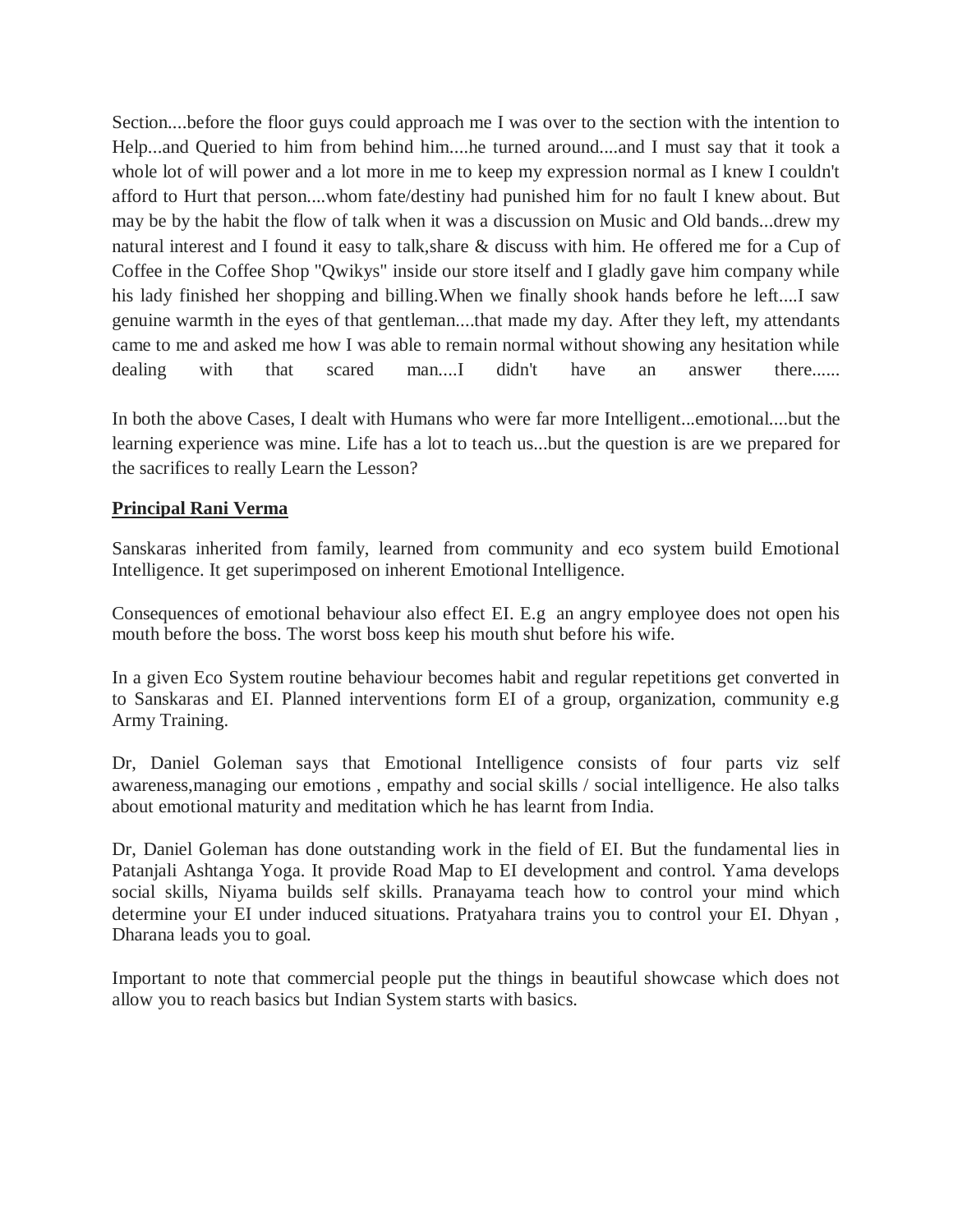Section....before the floor guys could approach me I was over to the section with the intention to Help...and Queried to him from behind him....he turned around....and I must say that it took a whole lot of will power and a lot more in me to keep my expression normal as I knew I couldn't afford to Hurt that person....whom fate/destiny had punished him for no fault I knew about. But may be by the habit the flow of talk when it was a discussion on Music and Old bands...drew my natural interest and I found it easy to talk,share & discuss with him. He offered me for a Cup of Coffee in the Coffee Shop "Qwikys" inside our store itself and I gladly gave him company while his lady finished her shopping and billing.When we finally shook hands before he left....I saw genuine warmth in the eyes of that gentleman....that made my day. After they left, my attendants came to me and asked me how I was able to remain normal without showing any hesitation while dealing with that scared man....I didn't have an answer there......

In both the above Cases, I dealt with Humans who were far more Intelligent...emotional....but the learning experience was mine. Life has a lot to teach us...but the question is are we prepared for the sacrifices to really Learn the Lesson?

**Principal Rani Verma**

Sanskaras inherited from family, learned from community and eco system build Emotional Intelligence. It get superimposed on inherent Emotional Intelligence.

Consequences of emotional behaviour also effect EI. E.g an angry employee does not open his mouth before the boss. The worst boss keep his mouth shut before his wife.

In a given Eco System routine behaviour becomes habit and regular repetitions get converted in to Sanskaras and EI. Planned interventions form EI of a group, organization, community e.g Army Training.

Dr, Daniel Goleman says that Emotional Intelligence consists of four parts viz self awareness,managing our emotions , empathy and social skills / social intelligence. He also talks about emotional maturity and meditation which he has learnt from India.

Dr, Daniel Goleman has done outstanding work in the field of EI. But the fundamental lies in Patanjali Ashtanga Yoga. It provide Road Map to EI development and control. Yama develops social skills, Niyama builds self skills. Pranayama teach how to control your mind which determine your EI under induced situations. Pratyahara trains you to control your EI. Dhyan , Dharana leads you to goal.

Important to note that commercial people put the things in beautiful showcase which does not allow you to reach basics but Indian System starts with basics.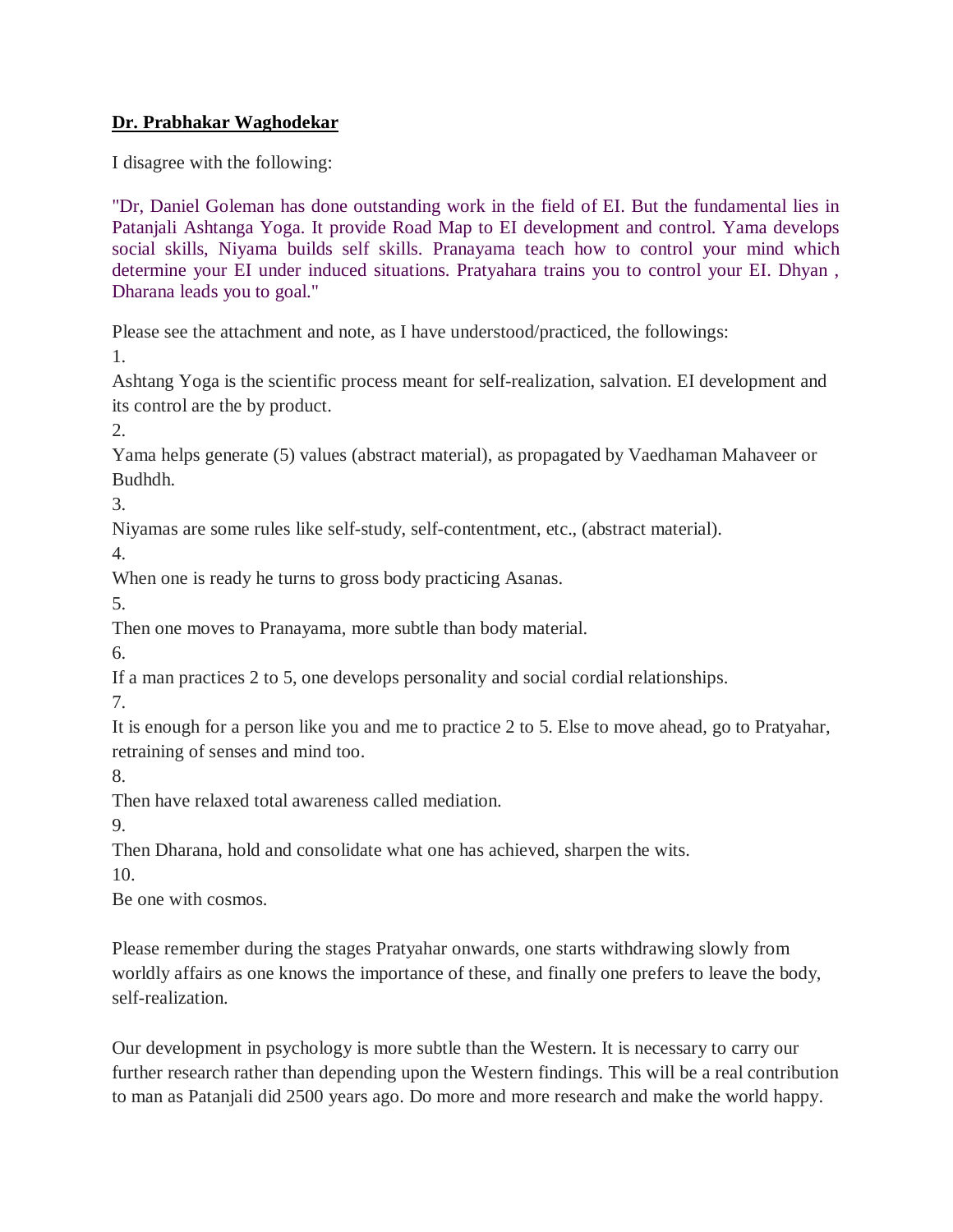**<u>Dr. Prabhakar Waghodekar</u>**

I disagree with the following:

"Dr, Daniel Goleman has done outstanding work in the field of EI. But the fundamental lies in Patanjali Ashtanga Yoga. It provide Road Map to EI development and control. Yama develops social skills, Niyama builds self skills. Pranayama teach how to control your mind which determine your EI under induced situations. Pratyahara trains you to control your EI. Dhyan , Dharana leads you to goal."

Please see the attachment and note, as I have understood/practiced, the followings:

1.
Ashtang Yoga is the scientific process meant for self-realization, salvation. EI development and its control are the by product.

2.
Yama helps generate (5) values (abstract material), as propagated by Vaedhaman Mahaveer or Budhdh.

3.
Niyamas are some rules like self-study, self-contentment, etc., (abstract material).

4.
When one is ready he turns to gross body practicing Asanas.

5.
Then one moves to Pranayama, more subtle than body material.

6.
If a man practices 2 to 5, one develops personality and social cordial relationships.

7.
It is enough for a person like you and me to practice 2 to 5. Else to move ahead, go to Pratyahar, retraining of senses and mind too.

8.
Then have relaxed total awareness called mediation.

9.
Then Dharana, hold and consolidate what one has achieved, sharpen the wits.

10.
Be one with cosmos.

Please remember during the stages Pratyahar onwards, one starts withdrawing slowly from worldly affairs as one knows the importance of these, and finally one prefers to leave the body, self-realization.

Our development in psychology is more subtle than the Western. It is necessary to carry our further research rather than depending upon the Western findings. This will be a real contribution to man as Patanjali did 2500 years ago. Do more and more research and make the world happy.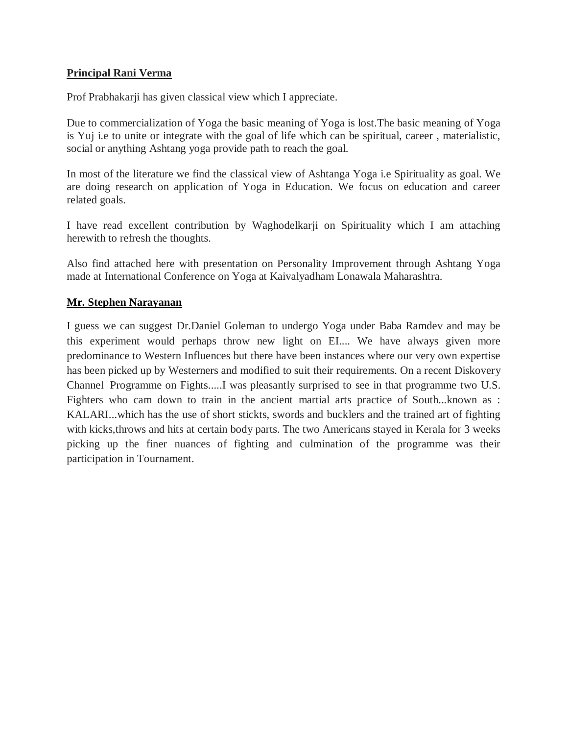**Principal Rani Verma**

Prof Prabhakarji has given classical view which I appreciate.

Due to commercialization of Yoga the basic meaning of Yoga is lost.The basic meaning of Yoga is Yuj i.e to unite or integrate with the goal of life which can be spiritual, career , materialistic, social or anything Ashtang yoga provide path to reach the goal.

In most of the literature we find the classical view of Ashtanga Yoga i.e Spirituality as goal. We are doing research on application of Yoga in Education. We focus on education and career related goals.

I have read excellent contribution by Waghodelkarji on Spirituality which I am attaching herewith to refresh the thoughts.

Also find attached here with presentation on Personality Improvement through Ashtang Yoga made at International Conference on Yoga at Kaivalyadham Lonawala Maharashtra.

**Mr. Stephen Narayanan**

I guess we can suggest Dr.Daniel Goleman to undergo Yoga under Baba Ramdev and may be this experiment would perhaps throw new light on EI.... We have always given more predominance to Western Influences but there have been instances where our very own expertise has been picked up by Westerners and modified to suit their requirements. On a recent Diskovery Channel Programme on Fights.....I was pleasantly surprised to see in that programme two U.S. Fighters who cam down to train in the ancient martial arts practice of South...known as : KALARI...which has the use of short stickts, swords and bucklers and the trained art of fighting with kicks,throws and hits at certain body parts. The two Americans stayed in Kerala for 3 weeks picking up the finer nuances of fighting and culmination of the programme was their participation in Tournament.